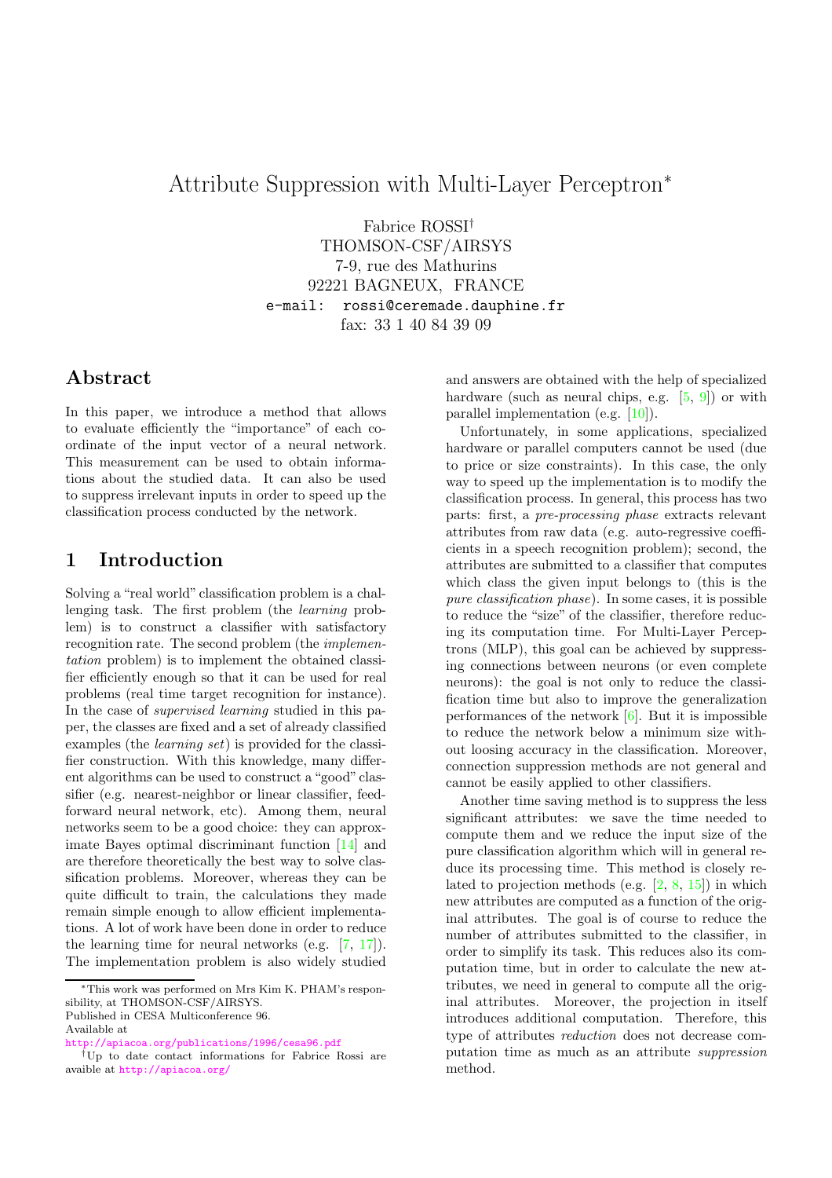# Attribute Suppression with Multi-Layer Perceptron*

Fabrice ROSSI†
THOMSON-CSF/AIRSYS
7-9, rue des Mathurins
92221 BAGNEUX, FRANCE
e-mail: rossi@ceremade.dauphine.fr
fax: 33 1 40 84 39 09

## Abstract

In this paper, we introduce a method that allows to evaluate efficiently the "importance" of each coordinate of the input vector of a neural network. This measurement can be used to obtain informations about the studied data. It can also be used to suppress irrelevant inputs in order to speed up the classification process conducted by the network.

## 1 Introduction

Solving a "real world" classification problem is a challenging task. The first problem (the *learning* problem) is to construct a classifier with satisfactory recognition rate. The second problem (the *implementation* problem) is to implement the obtained classifier efficiently enough so that it can be used for real problems (real time target recognition for instance). In the case of *supervised learning* studied in this paper, the classes are fixed and a set of already classified examples (the *learning set*) is provided for the classifier construction. With this knowledge, many different algorithms can be used to construct a "good" classifier (e.g. nearest-neighbor or linear classifier, feed-forward neural network, etc). Among them, neural networks seem to be a good choice: they can approximate Bayes optimal discriminant function [14] and are therefore theoretically the best way to solve classification problems. Moreover, whereas they can be quite difficult to train, the calculations they made remain simple enough to allow efficient implementations. A lot of work have been done in order to reduce the learning time for neural networks (e.g. [7, 17]). The implementation problem is also widely studied and answers are obtained with the help of specialized hardware (such as neural chips, e.g. [5, 9]) or with parallel implementation (e.g. [10]).

Unfortunately, in some applications, specialized hardware or parallel computers cannot be used (due to price or size constraints). In this case, the only way to speed up the implementation is to modify the classification process. In general, this process has two parts: first, a *pre-processing phase* extracts relevant attributes from raw data (e.g. auto-regressive coefficients in a speech recognition problem); second, the attributes are submitted to a classifier that computes which class the given input belongs to (this is the *pure classification phase*). In some cases, it is possible to reduce the "size" of the classifier, therefore reducing its computation time. For Multi-Layer Perceptrons (MLP), this goal can be achieved by suppressing connections between neurons (or even complete neurons): the goal is not only to reduce the classification time but also to improve the generalization performances of the network [6]. But it is impossible to reduce the network below a minimum size without loosing accuracy in the classification. Moreover, connection suppression methods are not general and cannot be easily applied to other classifiers.

Another time saving method is to suppress the less significant attributes: we save the time needed to compute them and we reduce the input size of the pure classification algorithm which will in general reduce its processing time. This method is closely related to projection methods (e.g. [2, 8, 15]) in which new attributes are computed as a function of the original attributes. The goal is of course to reduce the number of attributes submitted to the classifier, in order to simplify its task. This reduces also its computation time, but in order to calculate the new attributes, we need in general to compute all the original attributes. Moreover, the projection in itself introduces additional computation. Therefore, this type of attributes *reduction* does not decrease computation time as much as an attribute *suppression* method.

---

*This work was performed on Mrs Kim K. PHAM's responsibility, at THOMSON-CSF/AIRSYS.
Published in CESA Multiconference 96.
Available at
http://apiacoa.org/publications/1996/cesa96.pdf

†Up to date contact informations for Fabrice Rossi are avaible at http://apiacoa.org/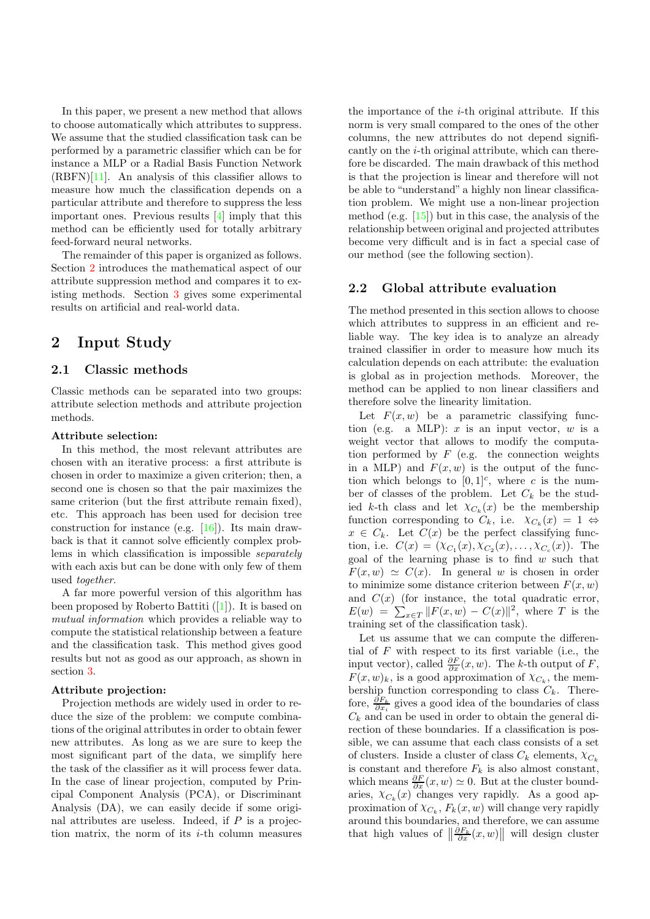In this paper, we present a new method that allows to choose automatically which attributes to suppress. We assume that the studied classification task can be performed by a parametric classifier which can be for instance a MLP or a Radial Basis Function Network (RBFN)[11]. An analysis of this classifier allows to measure how much the classification depends on a particular attribute and therefore to suppress the less important ones. Previous results [4] imply that this method can be efficiently used for totally arbitrary feed-forward neural networks.

The remainder of this paper is organized as follows. Section 2 introduces the mathematical aspect of our attribute suppression method and compares it to existing methods. Section 3 gives some experimental results on artificial and real-world data.

# 2 Input Study

## 2.1 Classic methods

Classic methods can be separated into two groups: attribute selection methods and attribute projection methods.

**Attribute selection:**

In this method, the most relevant attributes are chosen with an iterative process: a first attribute is chosen in order to maximize a given criterion; then, a second one is chosen so that the pair maximizes the same criterion (but the first attribute remain fixed), etc. This approach has been used for decision tree construction for instance (e.g. [16]). Its main drawback is that it cannot solve efficiently complex problems in which classification is impossible *separately* with each axis but can be done with only few of them used *together*.

A far more powerful version of this algorithm has been proposed by Roberto Battiti ([1]). It is based on *mutual information* which provides a reliable way to compute the statistical relationship between a feature and the classification task. This method gives good results but not as good as our approach, as shown in section 3.

**Attribute projection:**

Projection methods are widely used in order to reduce the size of the problem: we compute combinations of the original attributes in order to obtain fewer new attributes. As long as we are sure to keep the most significant part of the data, we simplify here the task of the classifier as it will process fewer data. In the case of linear projection, computed by Principal Component Analysis (PCA), or Discriminant Analysis (DA), we can easily decide if some original attributes are useless. Indeed, if $P$ is a projection matrix, the norm of its $i$-th column measures the importance of the $i$-th original attribute. If this norm is very small compared to the ones of the other columns, the new attributes do not depend significantly on the $i$-th original attribute, which can therefore be discarded. The main drawback of this method is that the projection is linear and therefore will not be able to "understand" a highly non linear classification problem. We might use a non-linear projection method (e.g. [15]) but in this case, the analysis of the relationship between original and projected attributes become very difficult and is in fact a special case of our method (see the following section).

## 2.2 Global attribute evaluation

The method presented in this section allows to choose which attributes to suppress in an efficient and reliable way. The key idea is to analyze an already trained classifier in order to measure how much its calculation depends on each attribute: the evaluation is global as in projection methods. Moreover, the method can be applied to non linear classifiers and therefore solve the linearity limitation.

Let $F(x, w)$ be a parametric classifying function (e.g. a MLP): $x$ is an input vector, $w$ is a weight vector that allows to modify the computation performed by $F$ (e.g. the connection weights in a MLP) and $F(x, w)$ is the output of the function which belongs to $[0, 1]^c$, where $c$ is the number of classes of the problem. Let $C_k$ be the studied $k$-th class and let $\chi_{C_k}(x)$ be the membership function corresponding to $C_k$, i.e. $\chi_{C_k}(x) = 1 \Leftrightarrow x \in C_k$. Let $C(x)$ be the perfect classifying function, i.e. $C(x) = (\chi_{C_1}(x), \chi_{C_2}(x), \ldots, \chi_{C_c}(x))$. The goal of the learning phase is to find $w$ such that $F(x, w) \simeq C(x)$. In general $w$ is chosen in order to minimize some distance criterion between $F(x, w)$ and $C(x)$ (for instance, the total quadratic error, $E(w) = \sum_{x \in T} \|F(x, w) - C(x)\|^2$, where $T$ is the training set of the classification task).

Let us assume that we can compute the differential of $F$ with respect to its first variable (i.e., the input vector), called $\frac{\partial F}{\partial x}(x, w)$. The $k$-th output of $F$, $F(x, w)_k$, is a good approximation of $\chi_{C_k}$, the membership function corresponding to class $C_k$. Therefore, $\frac{\partial F_k}{\partial x_i}$ gives a good idea of the boundaries of class $C_k$ and can be used in order to obtain the general direction of these boundaries. If a classification is possible, we can assume that each class consists of a set of clusters. Inside a cluster of class $C_k$ elements, $\chi_{C_k}$ is constant and therefore $F_k$ is also almost constant, which means $\frac{\partial F}{\partial x}(x, w) \simeq 0$. But at the cluster boundaries, $\chi_{C_k}(x)$ changes very rapidly. As a good approximation of $\chi_{C_k}$, $F_k(x, w)$ will change very rapidly around this boundaries, and therefore, we can assume that high values of $\left\|\frac{\partial F_k}{\partial x}(x, w)\right\|$ will design cluster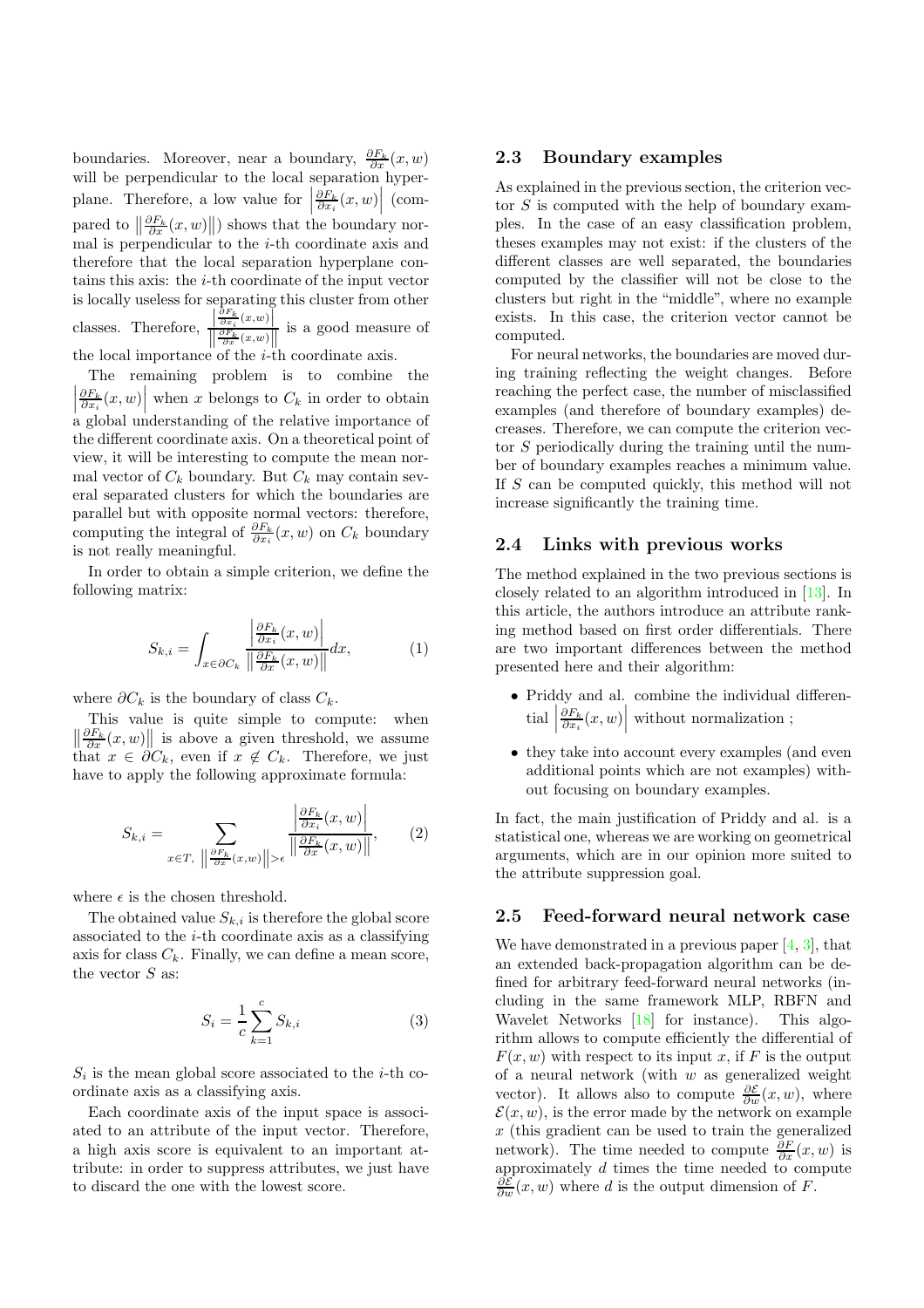boundaries. Moreover, near a boundary, $\frac{\partial F_k}{\partial x}(x,w)$ will be perpendicular to the local separation hyperplane. Therefore, a low value for $\left|\frac{\partial F_k}{\partial x_i}(x,w)\right|$ (compared to $\left\|\frac{\partial F_k}{\partial x}(x,w)\right\|$) shows that the boundary normal is perpendicular to the $i$-th coordinate axis and therefore that the local separation hyperplane contains this axis: the $i$-th coordinate of the input vector is locally useless for separating this cluster from other classes. Therefore, $\frac{\left|\frac{\partial F_k}{\partial x_i}(x,w)\right|}{\left\|\frac{\partial F_k}{\partial x}(x,w)\right\|}$ is a good measure of the local importance of the $i$-th coordinate axis.

The remaining problem is to combine the $\left|\frac{\partial F_k}{\partial x_i}(x,w)\right|$ when $x$ belongs to $C_k$ in order to obtain a global understanding of the relative importance of the different coordinate axis. On a theoretical point of view, it will be interesting to compute the mean normal vector of $C_k$ boundary. But $C_k$ may contain several separated clusters for which the boundaries are parallel but with opposite normal vectors: therefore, computing the integral of $\frac{\partial F_k}{\partial x_i}(x,w)$ on $C_k$ boundary is not really meaningful.

In order to obtain a simple criterion, we define the following matrix:

$$S_{k,i} = \int_{x\in\partial C_k} \frac{\left|\frac{\partial F_k}{\partial x_i}(x,w)\right|}{\left\|\frac{\partial F_k}{\partial x}(x,w)\right\|}dx, \tag{1}$$

where $\partial C_k$ is the boundary of class $C_k$.

This value is quite simple to compute: when $\left\|\frac{\partial F_k}{\partial x}(x,w)\right\|$ is above a given threshold, we assume that $x \in \partial C_k$, even if $x \notin C_k$. Therefore, we just have to apply the following approximate formula:

$$S_{k,i} = \sum_{x\in T,\ \left\|\frac{\partial F_k}{\partial x}(x,w)\right\|>\epsilon} \frac{\left|\frac{\partial F_k}{\partial x_i}(x,w)\right|}{\left\|\frac{\partial F_k}{\partial x}(x,w)\right\|}, \tag{2}$$

where $\epsilon$ is the chosen threshold.

The obtained value $S_{k,i}$ is therefore the global score associated to the $i$-th coordinate axis as a classifying axis for class $C_k$. Finally, we can define a mean score, the vector $S$ as:

$$S_i = \frac{1}{c}\sum_{k=1}^{c} S_{k,i} \tag{3}$$

$S_i$ is the mean global score associated to the $i$-th coordinate axis as a classifying axis.

Each coordinate axis of the input space is associated to an attribute of the input vector. Therefore, a high axis score is equivalent to an important attribute: in order to suppress attributes, we just have to discard the one with the lowest score.

## 2.3 Boundary examples

As explained in the previous section, the criterion vector $S$ is computed with the help of boundary examples. In the case of an easy classification problem, theses examples may not exist: if the clusters of the different classes are well separated, the boundaries computed by the classifier will not be close to the clusters but right in the "middle", where no example exists. In this case, the criterion vector cannot be computed.

For neural networks, the boundaries are moved during training reflecting the weight changes. Before reaching the perfect case, the number of misclassified examples (and therefore of boundary examples) decreases. Therefore, we can compute the criterion vector $S$ periodically during the training until the number of boundary examples reaches a minimum value. If $S$ can be computed quickly, this method will not increase significantly the training time.

## 2.4 Links with previous works

The method explained in the two previous sections is closely related to an algorithm introduced in [13]. In this article, the authors introduce an attribute ranking method based on first order differentials. There are two important differences between the method presented here and their algorithm:

- Priddy and al. combine the individual differential $\left|\frac{\partial F_k}{\partial x_i}(x,w)\right|$ without normalization ;
- they take into account every examples (and even additional points which are not examples) without focusing on boundary examples.

In fact, the main justification of Priddy and al. is a statistical one, whereas we are working on geometrical arguments, which are in our opinion more suited to the attribute suppression goal.

## 2.5 Feed-forward neural network case

We have demonstrated in a previous paper [4, 3], that an extended back-propagation algorithm can be defined for arbitrary feed-forward neural networks (including in the same framework MLP, RBFN and Wavelet Networks [18] for instance). This algorithm allows to compute efficiently the differential of $F(x,w)$ with respect to its input $x$, if $F$ is the output of a neural network (with $w$ as generalized weight vector). It allows also to compute $\frac{\partial \mathcal{E}}{\partial w}(x,w)$, where $\mathcal{E}(x,w)$, is the error made by the network on example $x$ (this gradient can be used to train the generalized network). The time needed to compute $\frac{\partial F}{\partial x}(x,w)$ is approximately $d$ times the time needed to compute $\frac{\partial \mathcal{E}}{\partial w}(x,w)$ where $d$ is the output dimension of $F$.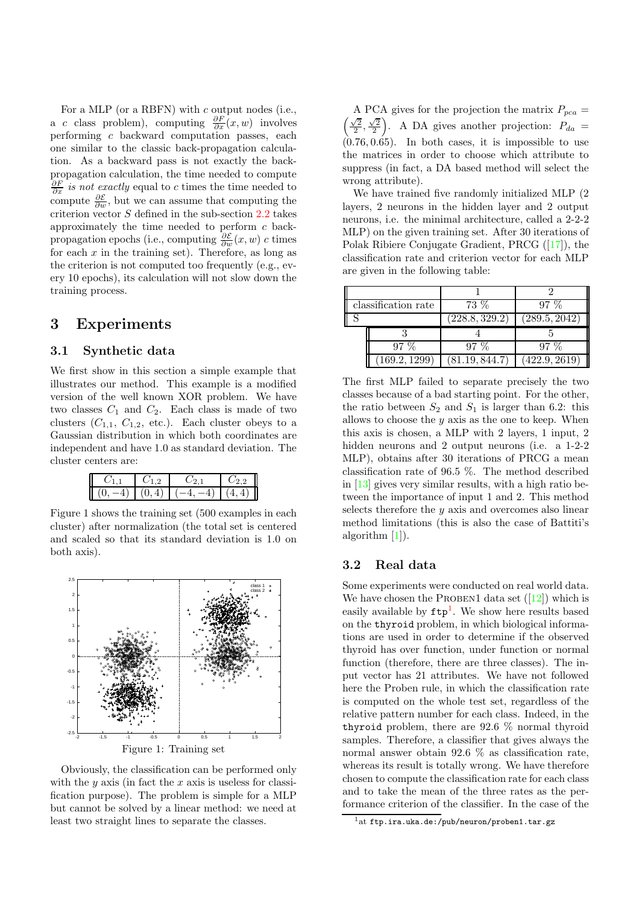For a MLP (or a RBFN) with $c$ output nodes (i.e., a $c$ class problem), computing $\frac{\partial F}{\partial x}(x, w)$ involves performing $c$ backward computation passes, each one similar to the classic back-propagation calculation. As a backward pass is not exactly the back-propagation calculation, the time needed to compute $\frac{\partial F}{\partial x}$ *is not exactly* equal to $c$ times the time needed to compute $\frac{\partial \mathcal{E}}{\partial w}$, but we can assume that computing the criterion vector $S$ defined in the sub-section 2.2 takes approximately the time needed to perform $c$ back-propagation epochs (i.e., computing $\frac{\partial \mathcal{E}}{\partial w}(x, w)$ $c$ times for each $x$ in the training set). Therefore, as long as the criterion is not computed too frequently (e.g., every 10 epochs), its calculation will not slow down the training process.

# 3 Experiments

## 3.1 Synthetic data

We first show in this section a simple example that illustrates our method. This example is a modified version of the well known XOR problem. We have two classes $C_1$ and $C_2$. Each class is made of two clusters ($C_{1,1}$, $C_{1,2}$, etc.). Each cluster obeys to a Gaussian distribution in which both coordinates are independent and have 1.0 as standard deviation. The cluster centers are:

| $C_{1,1}$ | $C_{1,2}$ | $C_{2,1}$ | $C_{2,2}$ |
|---|---|---|---|
| $(0, -4)$ | $(0, 4)$ | $(-4, -4)$ | $(4, 4)$ |

Figure 1 shows the training set (500 examples in each cluster) after normalization (the total set is centered and scaled so that its standard deviation is 1.0 on both axis).

Figure 1: Training set

Obviously, the classification can be performed only with the $y$ axis (in fact the $x$ axis is useless for classification purpose). The problem is simple for a MLP but cannot be solved by a linear method: we need at least two straight lines to separate the classes.

A PCA gives for the projection the matrix $P_{pca} = \left(\frac{\sqrt{2}}{2}, \frac{\sqrt{2}}{2}\right)$. A DA gives another projection: $P_{da} = (0.76, 0.65)$. In both cases, it is impossible to use the matrices in order to choose which attribute to suppress (in fact, a DA based method will select the wrong attribute).

We have trained five randomly initialized MLP (2 layers, 2 neurons in the hidden layer and 2 output neurons, i.e. the minimal architecture, called a 2-2-2 MLP) on the given training set. After 30 iterations of Polak Ribiere Conjugate Gradient, PRCG ([17]), the classification rate and criterion vector for each MLP are given in the following table:

| | 1 | 2 | 3 | 4 | 5 |
|---|---|---|---|---|---|
| classification rate | 73 % | 97 % | 97 % | 97 % | 97 % |
| S | $(228.8, 329.2)$ | $(289.5, 2042)$ | $(169.2, 1299)$ | $(81.19, 844.7)$ | $(422.9, 2619)$ |

The first MLP failed to separate precisely the two classes because of a bad starting point. For the other, the ratio between $S_2$ and $S_1$ is larger than 6.2: this allows to choose the $y$ axis as the one to keep. When this axis is chosen, a MLP with 2 layers, 1 input, 2 hidden neurons and 2 output neurons (i.e. a 1-2-2 MLP), obtains after 30 iterations of PRCG a mean classification rate of 96.5 %. The method described in [13] gives very similar results, with a high ratio between the importance of input 1 and 2. This method selects therefore the $y$ axis and overcomes also linear method limitations (this is also the case of Battiti's algorithm [1]).

## 3.2 Real data

Some experiments were conducted on real world data. We have chosen the PROBEN1 data set ([12]) which is easily available by `ftp`[1]. We show here results based on the `thyroid` problem, in which biological informations are used in order to determine if the observed thyroid has over function, under function or normal function (therefore, there are three classes). The input vector has 21 attributes. We have not followed here the Proben rule, in which the classification rate is computed on the whole test set, regardless of the relative pattern number for each class. Indeed, in the `thyroid` problem, there are 92.6 % normal thyroid samples. Therefore, a classifier that gives always the normal answer obtain 92.6 % as classification rate, whereas its result is totally wrong. We have therefore chosen to compute the classification rate for each class and to take the mean of the three rates as the performance criterion of the classifier. In the case of the

[1] at `ftp.ira.uka.de:/pub/neuron/proben1.tar.gz`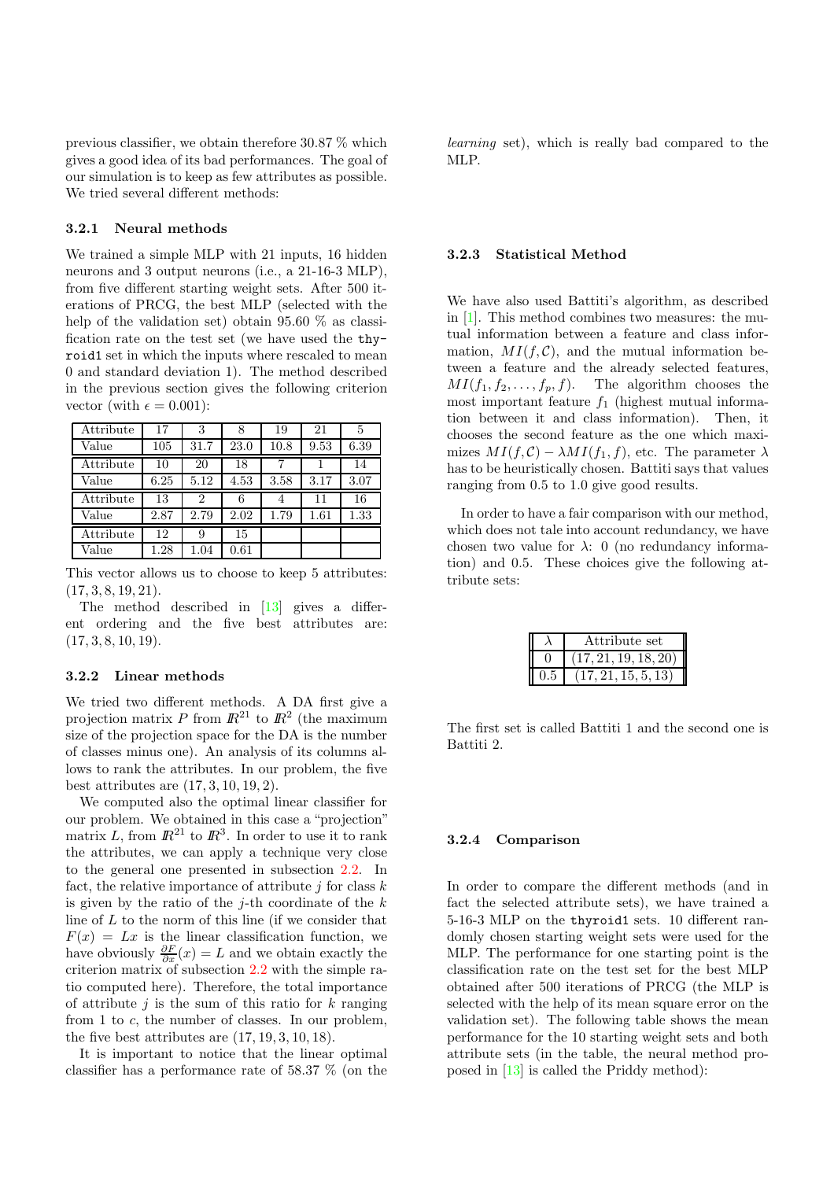previous classifier, we obtain therefore 30.87 % which gives a good idea of its bad performances. The goal of our simulation is to keep as few attributes as possible. We tried several different methods:

### 3.2.1 Neural methods

We trained a simple MLP with 21 inputs, 16 hidden neurons and 3 output neurons (i.e., a 21-16-3 MLP), from five different starting weight sets. After 500 iterations of PRCG, the best MLP (selected with the help of the validation set) obtain 95.60 % as classification rate on the test set (we have used the `thyroid1` set in which the inputs where rescaled to mean 0 and standard deviation 1). The method described in the previous section gives the following criterion vector (with $\epsilon = 0.001$):

| Attribute | 17 | 3 | 8 | 19 | 21 | 5 |
|---|---|---|---|---|---|---|
| Value | 105 | 31.7 | 23.0 | 10.8 | 9.53 | 6.39 |
| Attribute | 10 | 20 | 18 | 7 | 1 | 14 |
| Value | 6.25 | 5.12 | 4.53 | 3.58 | 3.17 | 3.07 |
| Attribute | 13 | 2 | 6 | 4 | 11 | 16 |
| Value | 2.87 | 2.79 | 2.02 | 1.79 | 1.61 | 1.33 |
| Attribute | 12 | 9 | 15 | | | |
| Value | 1.28 | 1.04 | 0.61 | | | |

This vector allows us to choose to keep 5 attributes: $(17, 3, 8, 19, 21)$.

The method described in [13] gives a different ordering and the five best attributes are: $(17, 3, 8, 10, 19)$.

### 3.2.2 Linear methods

We tried two different methods. A DA first give a projection matrix $P$ from $\mathbb{R}^{21}$ to $\mathbb{R}^2$ (the maximum size of the projection space for the DA is the number of classes minus one). An analysis of its columns allows to rank the attributes. In our problem, the five best attributes are $(17, 3, 10, 19, 2)$.

We computed also the optimal linear classifier for our problem. We obtained in this case a "projection" matrix $L$, from $\mathbb{R}^{21}$ to $\mathbb{R}^3$. In order to use it to rank the attributes, we can apply a technique very close to the general one presented in subsection 2.2. In fact, the relative importance of attribute $j$ for class $k$ is given by the ratio of the $j$-th coordinate of the $k$ line of $L$ to the norm of this line (if we consider that $F(x) = Lx$ is the linear classification function, we have obviously $\frac{\partial F}{\partial x}(x) = L$ and we obtain exactly the criterion matrix of subsection 2.2 with the simple ratio computed here). Therefore, the total importance of attribute $j$ is the sum of this ratio for $k$ ranging from 1 to $c$, the number of classes. In our problem, the five best attributes are $(17, 19, 3, 10, 18)$.

It is important to notice that the linear optimal classifier has a performance rate of 58.37 % (on the *learning* set), which is really bad compared to the MLP.

### 3.2.3 Statistical Method

We have also used Battiti's algorithm, as described in [1]. This method combines two measures: the mutual information between a feature and class information, $MI(f, \mathcal{C})$, and the mutual information between a feature and the already selected features, $MI(f_1, f_2, \ldots, f_p, f)$. The algorithm chooses the most important feature $f_1$ (highest mutual information between it and class information). Then, it chooses the second feature as the one which maximizes $MI(f, \mathcal{C}) - \lambda MI(f_1, f)$, etc. The parameter $\lambda$ has to be heuristically chosen. Battiti says that values ranging from 0.5 to 1.0 give good results.

In order to have a fair comparison with our method, which does not tale into account redundancy, we have chosen two value for $\lambda$: 0 (no redundancy information) and 0.5. These choices give the following attribute sets:

| $\lambda$ | Attribute set |
|---|---|
| 0 | $(17, 21, 19, 18, 20)$ |
| 0.5 | $(17, 21, 15, 5, 13)$ |

The first set is called Battiti 1 and the second one is Battiti 2.

### 3.2.4 Comparison

In order to compare the different methods (and in fact the selected attribute sets), we have trained a 5-16-3 MLP on the `thyroid1` sets. 10 different randomly chosen starting weight sets were used for the MLP. The performance for one starting point is the classification rate on the test set for the best MLP obtained after 500 iterations of PRCG (the MLP is selected with the help of its mean square error on the validation set). The following table shows the mean performance for the 10 starting weight sets and both attribute sets (in the table, the neural method proposed in [13] is called the Priddy method):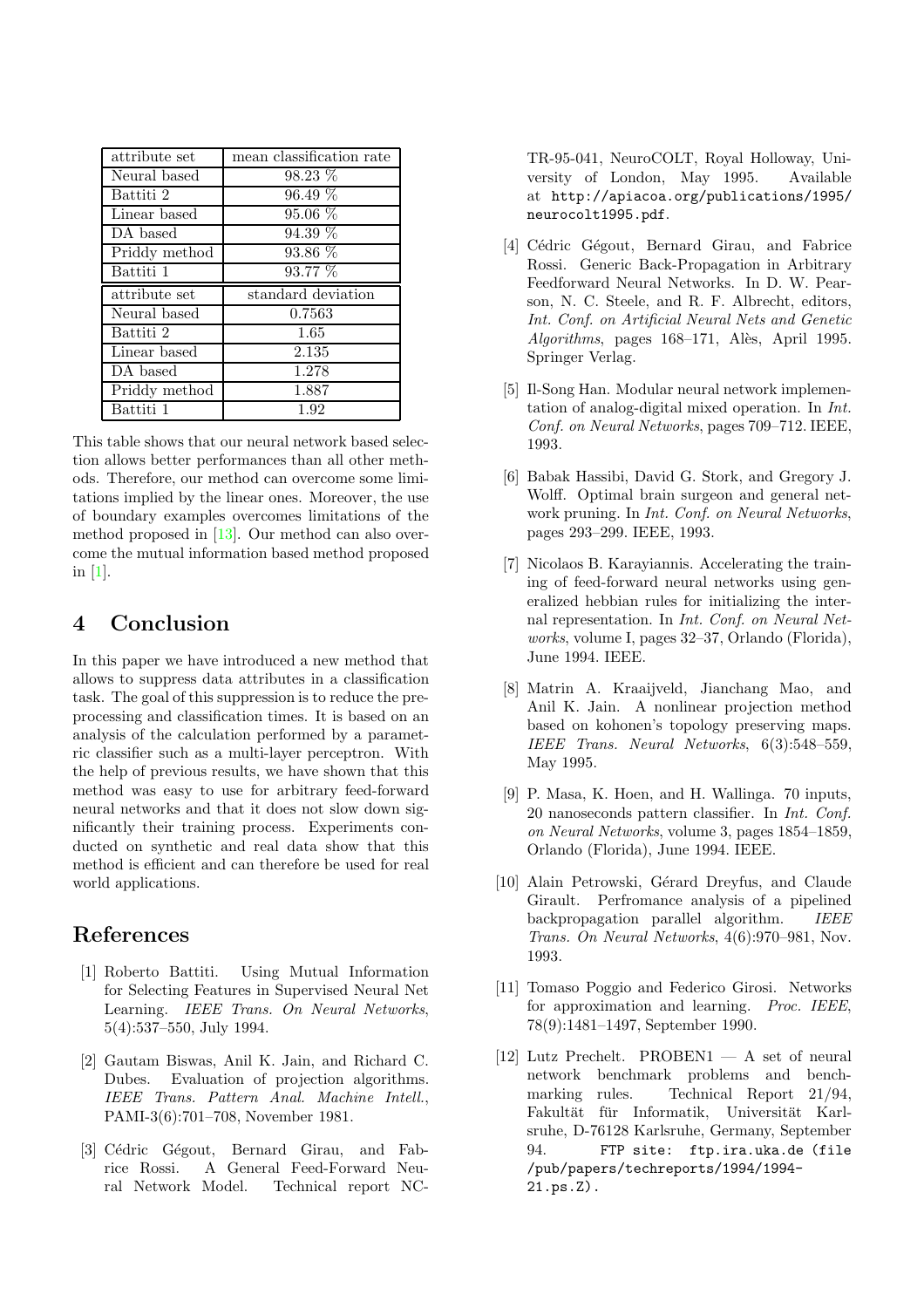| attribute set | mean classification rate |
|---|---|
| Neural based | 98.23 % |
| Battiti 2 | 96.49 % |
| Linear based | 95.06 % |
| DA based | 94.39 % |
| Priddy method | 93.86 % |
| Battiti 1 | 93.77 % |

| attribute set | standard deviation |
|---|---|
| Neural based | 0.7563 |
| Battiti 2 | 1.65 |
| Linear based | 2.135 |
| DA based | 1.278 |
| Priddy method | 1.887 |
| Battiti 1 | 1.92 |

This table shows that our neural network based selection allows better performances than all other methods. Therefore, our method can overcome some limitations implied by the linear ones. Moreover, the use of boundary examples overcomes limitations of the method proposed in [13]. Our method can also overcome the mutual information based method proposed in [1].

## 4 Conclusion

In this paper we have introduced a new method that allows to suppress data attributes in a classification task. The goal of this suppression is to reduce the preprocessing and classification times. It is based on an analysis of the calculation performed by a parametric classifier such as a multi-layer perceptron. With the help of previous results, we have shown that this method was easy to use for arbitrary feed-forward neural networks and that it does not slow down significantly their training process. Experiments conducted on synthetic and real data show that this method is efficient and can therefore be used for real world applications.

## References

[1] Roberto Battiti. Using Mutual Information for Selecting Features in Supervised Neural Net Learning. *IEEE Trans. On Neural Networks*, 5(4):537–550, July 1994.

[2] Gautam Biswas, Anil K. Jain, and Richard C. Dubes. Evaluation of projection algorithms. *IEEE Trans. Pattern Anal. Machine Intell.*, PAMI-3(6):701–708, November 1981.

[3] Cédric Gégout, Bernard Girau, and Fabrice Rossi. A General Feed-Forward Neural Network Model. Technical report NC-TR-95-041, NeuroCOLT, Royal Holloway, University of London, May 1995. Available at `http://apiacoa.org/publications/1995/neurocolt1995.pdf`.

[4] Cédric Gégout, Bernard Girau, and Fabrice Rossi. Generic Back-Propagation in Arbitrary Feedforward Neural Networks. In D. W. Pearson, N. C. Steele, and R. F. Albrecht, editors, *Int. Conf. on Artificial Neural Nets and Genetic Algorithms*, pages 168–171, Alès, April 1995. Springer Verlag.

[5] Il-Song Han. Modular neural network implementation of analog-digital mixed operation. In *Int. Conf. on Neural Networks*, pages 709–712. IEEE, 1993.

[6] Babak Hassibi, David G. Stork, and Gregory J. Wolff. Optimal brain surgeon and general network pruning. In *Int. Conf. on Neural Networks*, pages 293–299. IEEE, 1993.

[7] Nicolaos B. Karayiannis. Accelerating the training of feed-forward neural networks using generalized hebbian rules for initializing the internal representation. In *Int. Conf. on Neural Networks*, volume I, pages 32–37, Orlando (Florida), June 1994. IEEE.

[8] Matrin A. Kraaijveld, Jianchang Mao, and Anil K. Jain. A nonlinear projection method based on kohonen's topology preserving maps. *IEEE Trans. Neural Networks*, 6(3):548–559, May 1995.

[9] P. Masa, K. Hoen, and H. Wallinga. 70 inputs, 20 nanoseconds pattern classifier. In *Int. Conf. on Neural Networks*, volume 3, pages 1854–1859, Orlando (Florida), June 1994. IEEE.

[10] Alain Petrowski, Gérard Dreyfus, and Claude Girault. Perfromance analysis of a pipelined backpropagation parallel algorithm. *IEEE Trans. On Neural Networks*, 4(6):970–981, Nov. 1993.

[11] Tomaso Poggio and Federico Girosi. Networks for approximation and learning. *Proc. IEEE*, 78(9):1481–1497, September 1990.

[12] Lutz Prechelt. PROBEN1 — A set of neural network benchmark problems and benchmarking rules. Technical Report 21/94, Fakultät für Informatik, Universität Karlsruhe, D-76128 Karlsruhe, Germany, September 94. `FTP site: ftp.ira.uka.de (file /pub/papers/techreports/1994/1994-21.ps.Z).`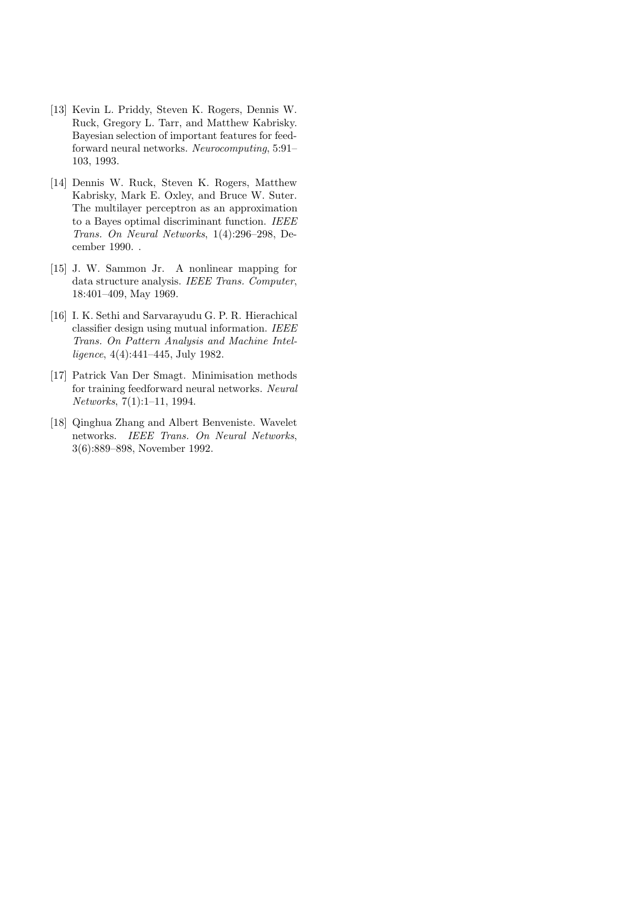[13] Kevin L. Priddy, Steven K. Rogers, Dennis W. Ruck, Gregory L. Tarr, and Matthew Kabrisky. Bayesian selection of important features for feedforward neural networks. *Neurocomputing*, 5:91–103, 1993.

[14] Dennis W. Ruck, Steven K. Rogers, Matthew Kabrisky, Mark E. Oxley, and Bruce W. Suter. The multilayer perceptron as an approximation to a Bayes optimal discriminant function. *IEEE Trans. On Neural Networks*, 1(4):296–298, December 1990. .

[15] J. W. Sammon Jr. A nonlinear mapping for data structure analysis. *IEEE Trans. Computer*, 18:401–409, May 1969.

[16] I. K. Sethi and Sarvarayudu G. P. R. Hierachical classifier design using mutual information. *IEEE Trans. On Pattern Analysis and Machine Intelligence*, 4(4):441–445, July 1982.

[17] Patrick Van Der Smagt. Minimisation methods for training feedforward neural networks. *Neural Networks*, 7(1):1–11, 1994.

[18] Qinghua Zhang and Albert Benveniste. Wavelet networks. *IEEE Trans. On Neural Networks*, 3(6):889–898, November 1992.